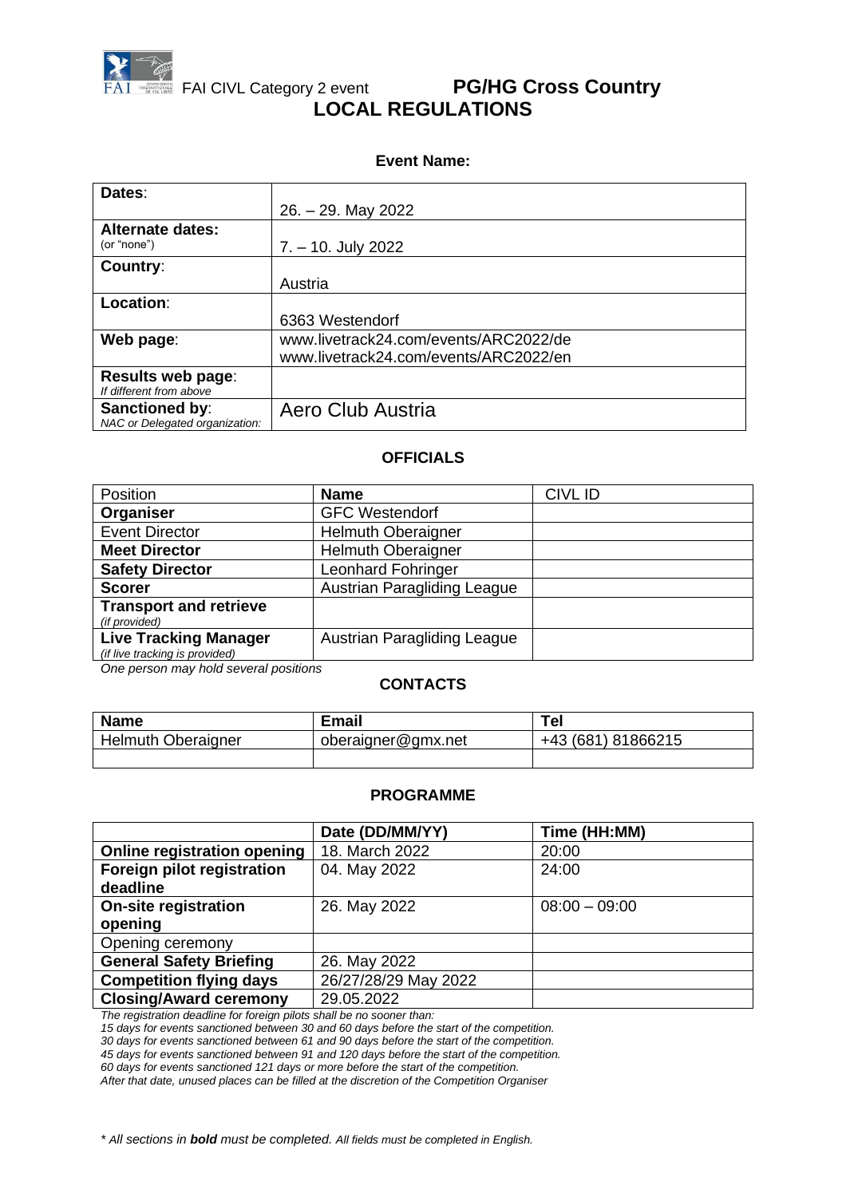FAI CIVL Category 2 event **PG/HG Cross Country**

# LOCAL REGULATIONS

### Event Name:

| | |
|---|---|
| **Dates**: | 26. – 29. May 2022 |
| **Alternate dates:** (or "none") | 7. – 10. July 2022 |
| **Country**: | Austria |
| **Location**: | 6363 Westendorf |
| **Web page**: | www.livetrack24.com/events/ARC2022/de<br>www.livetrack24.com/events/ARC2022/en |
| **Results web page**: *If different from above* | |
| **Sanctioned by**: *NAC or Delegated organization:* | Aero Club Austria |

### OFFICIALS

| Position | **Name** | CIVL ID |
|---|---|---|
| **Organiser** | GFC Westendorf | |
| Event Director | Helmuth Oberaigner | |
| **Meet Director** | Helmuth Oberaigner | |
| **Safety Director** | Leonhard Fohringer | |
| **Scorer** | Austrian Paragliding League | |
| **Transport and retrieve** *(if provided)* | | |
| **Live Tracking Manager** *(if live tracking is provided)* | Austrian Paragliding League | |

*One person may hold several positions*

### CONTACTS

| **Name** | **Email** | **Tel** |
|---|---|---|
| Helmuth Oberaigner | oberaigner@gmx.net | +43 (681) 81866215 |
| | | |

### PROGRAMME

| | **Date (DD/MM/YY)** | **Time (HH:MM)** |
|---|---|---|
| **Online registration opening** | 18. March 2022 | 20:00 |
| **Foreign pilot registration deadline** | 04. May 2022 | 24:00 |
| **On-site registration opening** | 26. May 2022 | 08:00 – 09:00 |
| Opening ceremony | | |
| **General Safety Briefing** | 26. May 2022 | |
| **Competition flying days** | 26/27/28/29 May 2022 | |
| **Closing/Award ceremony** | 29.05.2022 | |

*The registration deadline for foreign pilots shall be no sooner than:*
*15 days for events sanctioned between 30 and 60 days before the start of the competition.*
*30 days for events sanctioned between 61 and 90 days before the start of the competition.*
*45 days for events sanctioned between 91 and 120 days before the start of the competition.*
*60 days for events sanctioned 121 days or more before the start of the competition.*
*After that date, unused places can be filled at the discretion of the Competition Organiser*

*\* All sections in **bold** must be completed. All fields must be completed in English.*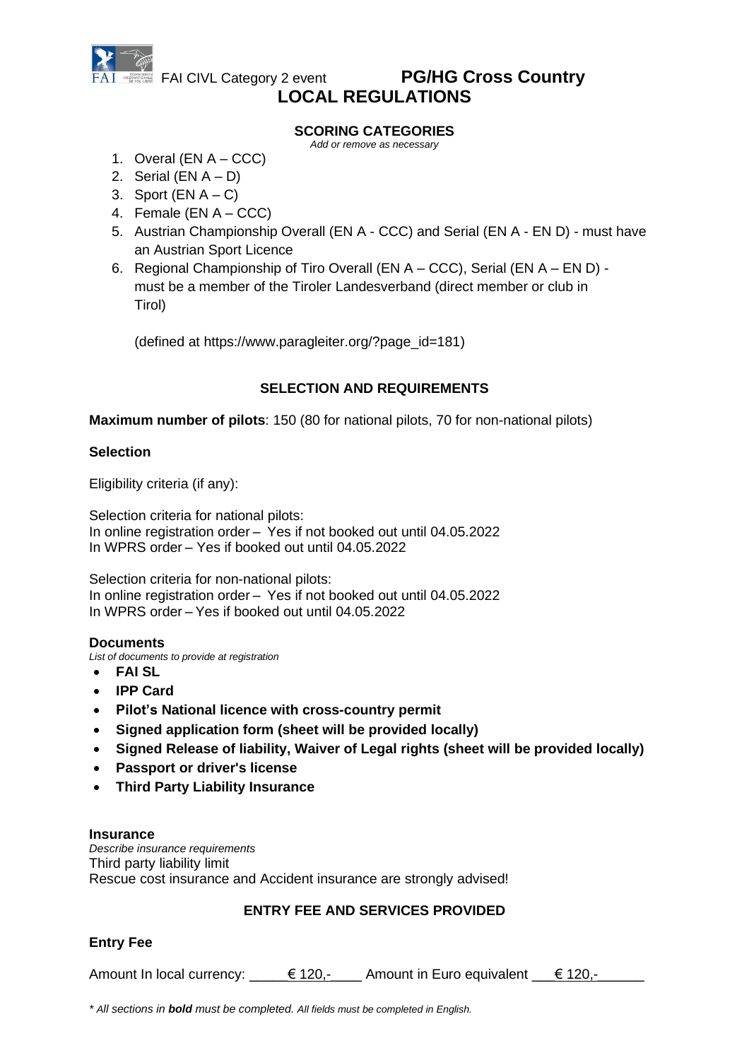FAI CIVL Category 2 event **PG/HG Cross Country**

# LOCAL REGULATIONS

## SCORING CATEGORIES

*Add or remove as necessary*

1. Overal (EN A – CCC)
2. Serial (EN A – D)
3. Sport (EN A – C)
4. Female (EN A – CCC)
5. Austrian Championship Overall (EN A - CCC) and Serial (EN A - EN D) - must have an Austrian Sport Licence
6. Regional Championship of Tiro Overall (EN A – CCC), Serial (EN A – EN D) - must be a member of the Tiroler Landesverband (direct member or club in Tirol)

   (defined at https://www.paragleiter.org/?page_id=181)

## SELECTION AND REQUIREMENTS

**Maximum number of pilots**: 150 (80 for national pilots, 70 for non-national pilots)

### Selection

Eligibility criteria (if any):

Selection criteria for national pilots:
In online registration order – Yes if not booked out until 04.05.2022
In WPRS order – Yes if booked out until 04.05.2022

Selection criteria for non-national pilots:
In online registration order – Yes if not booked out until 04.05.2022
In WPRS order – Yes if booked out until 04.05.2022

### Documents

*List of documents to provide at registration*

- **FAI SL**
- **IPP Card**
- **Pilot's National licence with cross-country permit**
- **Signed application form (sheet will be provided locally)**
- **Signed Release of liability, Waiver of Legal rights (sheet will be provided locally)**
- **Passport or driver's license**
- **Third Party Liability Insurance**

### Insurance

*Describe insurance requirements*

Third party liability limit
Rescue cost insurance and Accident insurance are strongly advised!

## ENTRY FEE AND SERVICES PROVIDED

### Entry Fee

Amount In local currency: € 120,- Amount in Euro equivalent € 120,-

*\* All sections in **bold** must be completed. All fields must be completed in English.*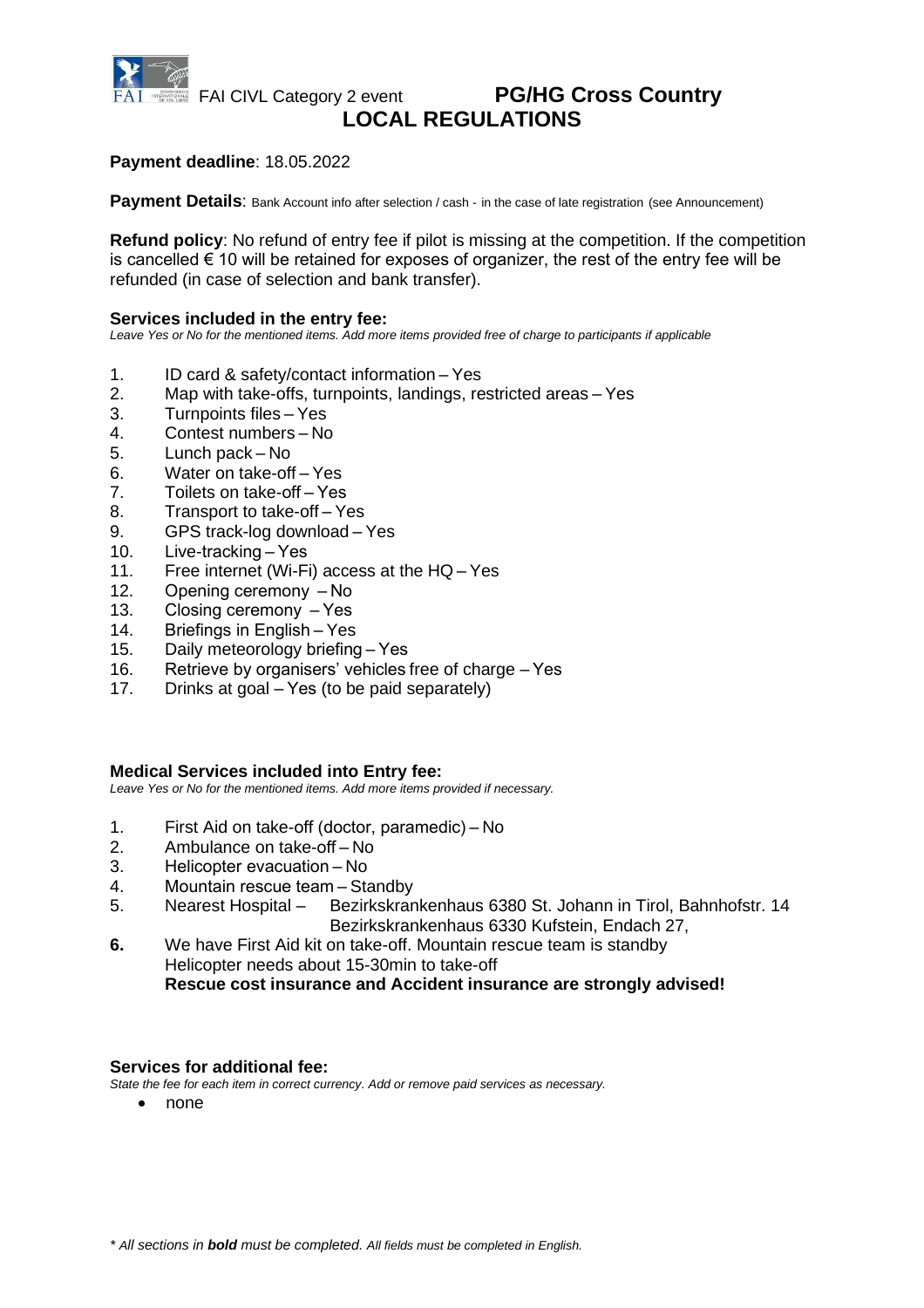FAI CIVL Category 2 event **PG/HG Cross Country**

# LOCAL REGULATIONS

**Payment deadline**: 18.05.2022

**Payment Details**: Bank Account info after selection / cash - in the case of late registration (see Announcement)

**Refund policy**: No refund of entry fee if pilot is missing at the competition. If the competition is cancelled € 10 will be retained for exposes of organizer, the rest of the entry fee will be refunded (in case of selection and bank transfer).

**Services included in the entry fee:**

*Leave Yes or No for the mentioned items. Add more items provided free of charge to participants if applicable*

1. ID card & safety/contact information – Yes
2. Map with take-offs, turnpoints, landings, restricted areas – Yes
3. Turnpoints files – Yes
4. Contest numbers – No
5. Lunch pack – No
6. Water on take-off – Yes
7. Toilets on take-off – Yes
8. Transport to take-off – Yes
9. GPS track-log download – Yes
10. Live-tracking – Yes
11. Free internet (Wi-Fi) access at the HQ – Yes
12. Opening ceremony – No
13. Closing ceremony – Yes
14. Briefings in English – Yes
15. Daily meteorology briefing – Yes
16. Retrieve by organisers' vehicles free of charge – Yes
17. Drinks at goal – Yes (to be paid separately)

**Medical Services included into Entry fee:**

*Leave Yes or No for the mentioned items. Add more items provided if necessary.*

1. First Aid on take-off (doctor, paramedic) – No
2. Ambulance on take-off – No
3. Helicopter evacuation – No
4. Mountain rescue team – Standby
5. Nearest Hospital – Bezirkskrankenhaus 6380 St. Johann in Tirol, Bahnhofstr. 14
   Bezirkskrankenhaus 6330 Kufstein, Endach 27,
6. We have First Aid kit on take-off. Mountain rescue team is standby
   Helicopter needs about 15-30min to take-off
   **Rescue cost insurance and Accident insurance are strongly advised!**

**Services for additional fee:**

*State the fee for each item in correct currency. Add or remove paid services as necessary.*

- none

*\* All sections in **bold** must be completed. All fields must be completed in English.*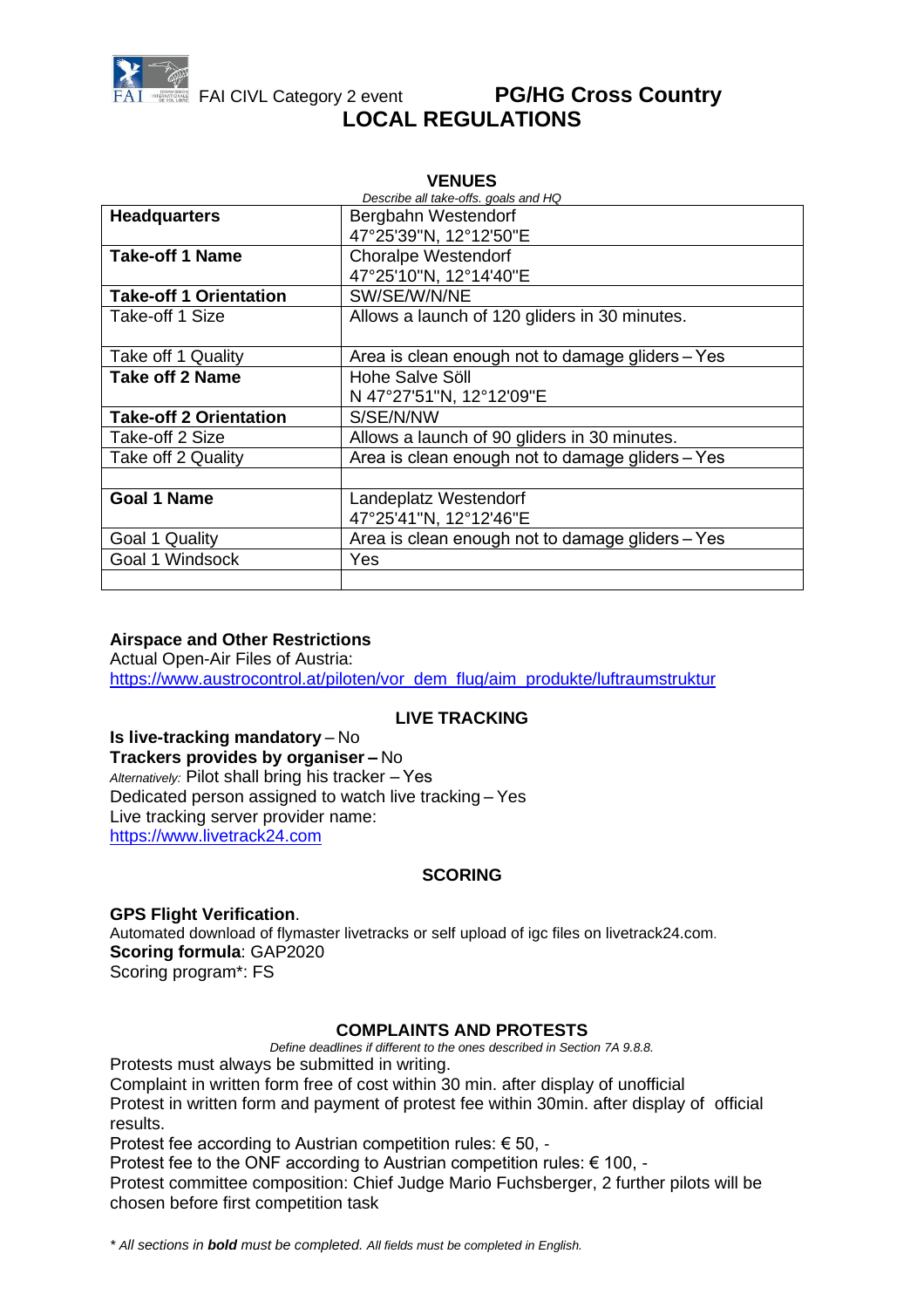FAI CIVL Category 2 event **PG/HG Cross Country**

# LOCAL REGULATIONS

## VENUES

*Describe all take-offs. goals and HQ*

| | |
|---|---|
| **Headquarters** | Bergbahn Westendorf<br>47°25'39"N, 12°12'50"E |
| **Take-off 1 Name** | Choralpe Westendorf<br>47°25'10"N, 12°14'40"E |
| **Take-off 1 Orientation** | SW/SE/W/N/NE |
| Take-off 1 Size | Allows a launch of 120 gliders in 30 minutes. |
| Take off 1 Quality | Area is clean enough not to damage gliders – Yes |
| **Take off 2 Name** | Hohe Salve Söll<br>N 47°27'51"N, 12°12'09"E |
| **Take-off 2 Orientation** | S/SE/N/NW |
| Take-off 2 Size | Allows a launch of 90 gliders in 30 minutes. |
| Take off 2 Quality | Area is clean enough not to damage gliders – Yes |
| | |
| **Goal 1 Name** | Landeplatz Westendorf<br>47°25'41"N, 12°12'46"E |
| Goal 1 Quality | Area is clean enough not to damage gliders – Yes |
| Goal 1 Windsock | Yes |
| | |

**Airspace and Other Restrictions**
Actual Open-Air Files of Austria:
https://www.austrocontrol.at/piloten/vor_dem_flug/aim_produkte/luftraumstruktur

## LIVE TRACKING

**Is live-tracking mandatory** – No
**Trackers provides by organiser –** No
*Alternatively:* Pilot shall bring his tracker – Yes
Dedicated person assigned to watch live tracking – Yes
Live tracking server provider name:
https://www.livetrack24.com

## SCORING

**GPS Flight Verification**.
Automated download of flymaster livetracks or self upload of igc files on livetrack24.com.
**Scoring formula**: GAP2020
Scoring program*: FS

## COMPLAINTS AND PROTESTS

*Define deadlines if different to the ones described in Section 7A 9.8.8.*

Protests must always be submitted in writing.
Complaint in written form free of cost within 30 min. after display of unofficial
Protest in written form and payment of protest fee within 30min. after display of official results.
Protest fee according to Austrian competition rules: € 50, -
Protest fee to the ONF according to Austrian competition rules: € 100, -
Protest committee composition: Chief Judge Mario Fuchsberger, 2 further pilots will be chosen before first competition task

*\* All sections in **bold** must be completed. All fields must be completed in English.*